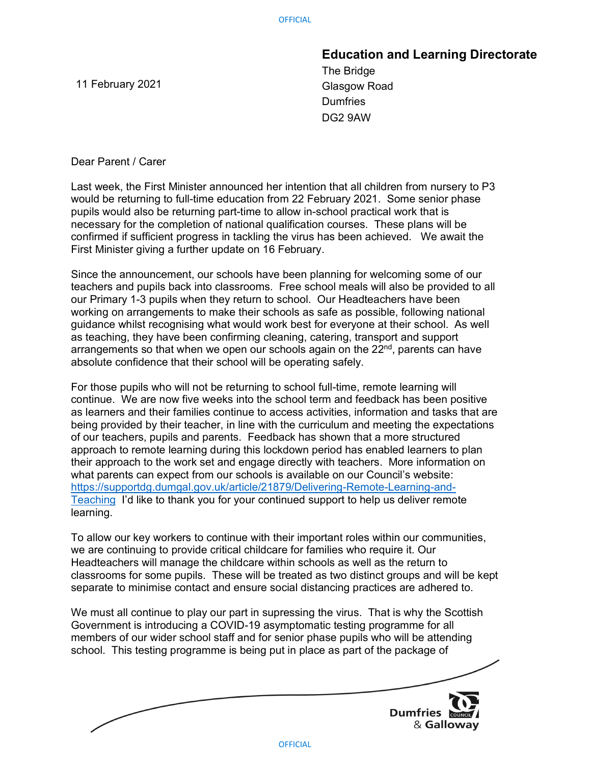**Education and Learning Directorate**
The Bridge
Glasgow Road
Dumfries
DG2 9AW

11 February 2021

Dear Parent / Carer

Last week, the First Minister announced her intention that all children from nursery to P3 would be returning to full-time education from 22 February 2021. Some senior phase pupils would also be returning part-time to allow in-school practical work that is necessary for the completion of national qualification courses. These plans will be confirmed if sufficient progress in tackling the virus has been achieved. We await the First Minister giving a further update on 16 February.

Since the announcement, our schools have been planning for welcoming some of our teachers and pupils back into classrooms. Free school meals will also be provided to all our Primary 1-3 pupils when they return to school. Our Headteachers have been working on arrangements to make their schools as safe as possible, following national guidance whilst recognising what would work best for everyone at their school. As well as teaching, they have been confirming cleaning, catering, transport and support arrangements so that when we open our schools again on the 22nd, parents can have absolute confidence that their school will be operating safely.

For those pupils who will not be returning to school full-time, remote learning will continue. We are now five weeks into the school term and feedback has been positive as learners and their families continue to access activities, information and tasks that are being provided by their teacher, in line with the curriculum and meeting the expectations of our teachers, pupils and parents. Feedback has shown that a more structured approach to remote learning during this lockdown period has enabled learners to plan their approach to the work set and engage directly with teachers. More information on what parents can expect from our schools is available on our Council's website: [https://supportdg.dumgal.gov.uk/article/21879/Delivering-Remote-Learning-and-Teaching](https://supportdg.dumgal.gov.uk/article/21879/Delivering-Remote-Learning-and-Teaching) I'd like to thank you for your continued support to help us deliver remote learning.

To allow our key workers to continue with their important roles within our communities, we are continuing to provide critical childcare for families who require it. Our Headteachers will manage the childcare within schools as well as the return to classrooms for some pupils. These will be treated as two distinct groups and will be kept separate to minimise contact and ensure social distancing practices are adhered to.

We must all continue to play our part in supressing the virus. That is why the Scottish Government is introducing a COVID-19 asymptomatic testing programme for all members of our wider school staff and for senior phase pupils who will be attending school. This testing programme is being put in place as part of the package of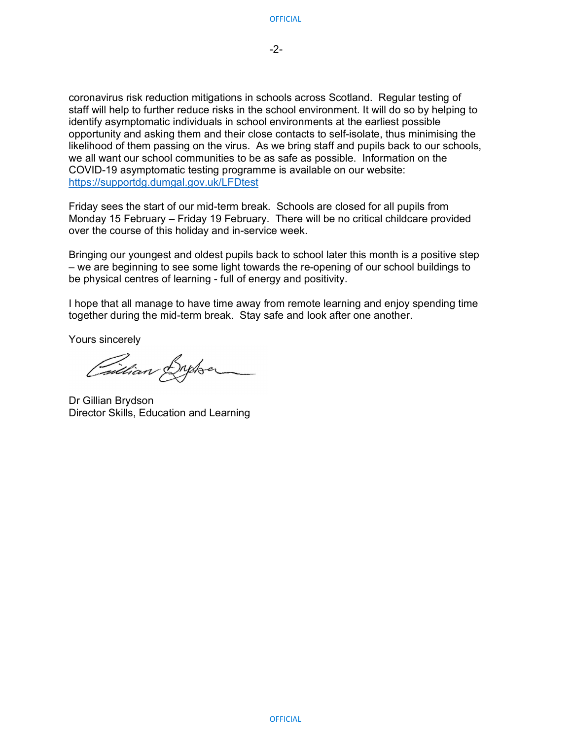coronavirus risk reduction mitigations in schools across Scotland. Regular testing of staff will help to further reduce risks in the school environment. It will do so by helping to identify asymptomatic individuals in school environments at the earliest possible opportunity and asking them and their close contacts to self-isolate, thus minimising the likelihood of them passing on the virus. As we bring staff and pupils back to our schools, we all want our school communities to be as safe as possible. Information on the COVID-19 asymptomatic testing programme is available on our website: https://supportdg.dumgal.gov.uk/LFDtest

Friday sees the start of our mid-term break. Schools are closed for all pupils from Monday 15 February – Friday 19 February. There will be no critical childcare provided over the course of this holiday and in-service week.

Bringing our youngest and oldest pupils back to school later this month is a positive step – we are beginning to see some light towards the re-opening of our school buildings to be physical centres of learning - full of energy and positivity.

I hope that all manage to have time away from remote learning and enjoy spending time together during the mid-term break. Stay safe and look after one another.

Yours sincerely

Dr Gillian Brydson
Director Skills, Education and Learning